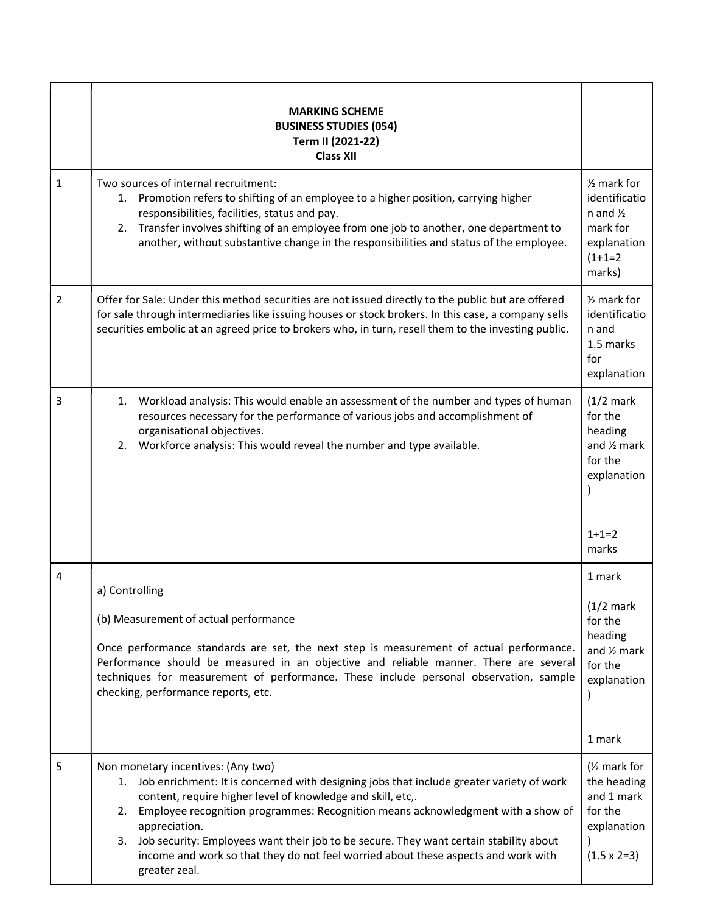| | **MARKING SCHEME**<br>**BUSINESS STUDIES (054)**<br>**Term II (2021-22)**<br>**Class XII** | |
|---|---|---|
| 1 | Two sources of internal recruitment:<br>1. Promotion refers to shifting of an employee to a higher position, carrying higher responsibilities, facilities, status and pay.<br>2. Transfer involves shifting of an employee from one job to another, one department to another, without substantive change in the responsibilities and status of the employee. | ½ mark for identification and ½ mark for explanation (1+1=2 marks) |
| 2 | Offer for Sale: Under this method securities are not issued directly to the public but are offered for sale through intermediaries like issuing houses or stock brokers. In this case, a company sells securities embolic at an agreed price to brokers who, in turn, resell them to the investing public. | ½ mark for identification and 1.5 marks for explanation |
| 3 | 1. Workload analysis: This would enable an assessment of the number and types of human resources necessary for the performance of various jobs and accomplishment of organisational objectives.<br>2. Workforce analysis: This would reveal the number and type available. | (1/2 mark for the heading and ½ mark for the explanation)<br><br>1+1=2 marks |
| 4 | a) Controlling<br><br>(b) Measurement of actual performance<br><br>Once performance standards are set, the next step is measurement of actual performance. Performance should be measured in an objective and reliable manner. There are several techniques for measurement of performance. These include personal observation, sample checking, performance reports, etc. | 1 mark<br><br>(1/2 mark for the heading and ½ mark for the explanation)<br><br>1 mark |
| 5 | Non monetary incentives: (Any two)<br>1. Job enrichment: It is concerned with designing jobs that include greater variety of work content, require higher level of knowledge and skill, etc,.<br>2. Employee recognition programmes: Recognition means acknowledgment with a show of appreciation.<br>3. Job security: Employees want their job to be secure. They want certain stability about income and work so that they do not feel worried about these aspects and work with greater zeal. | (½ mark for the heading and 1 mark for the explanation)<br>(1.5 x 2=3) |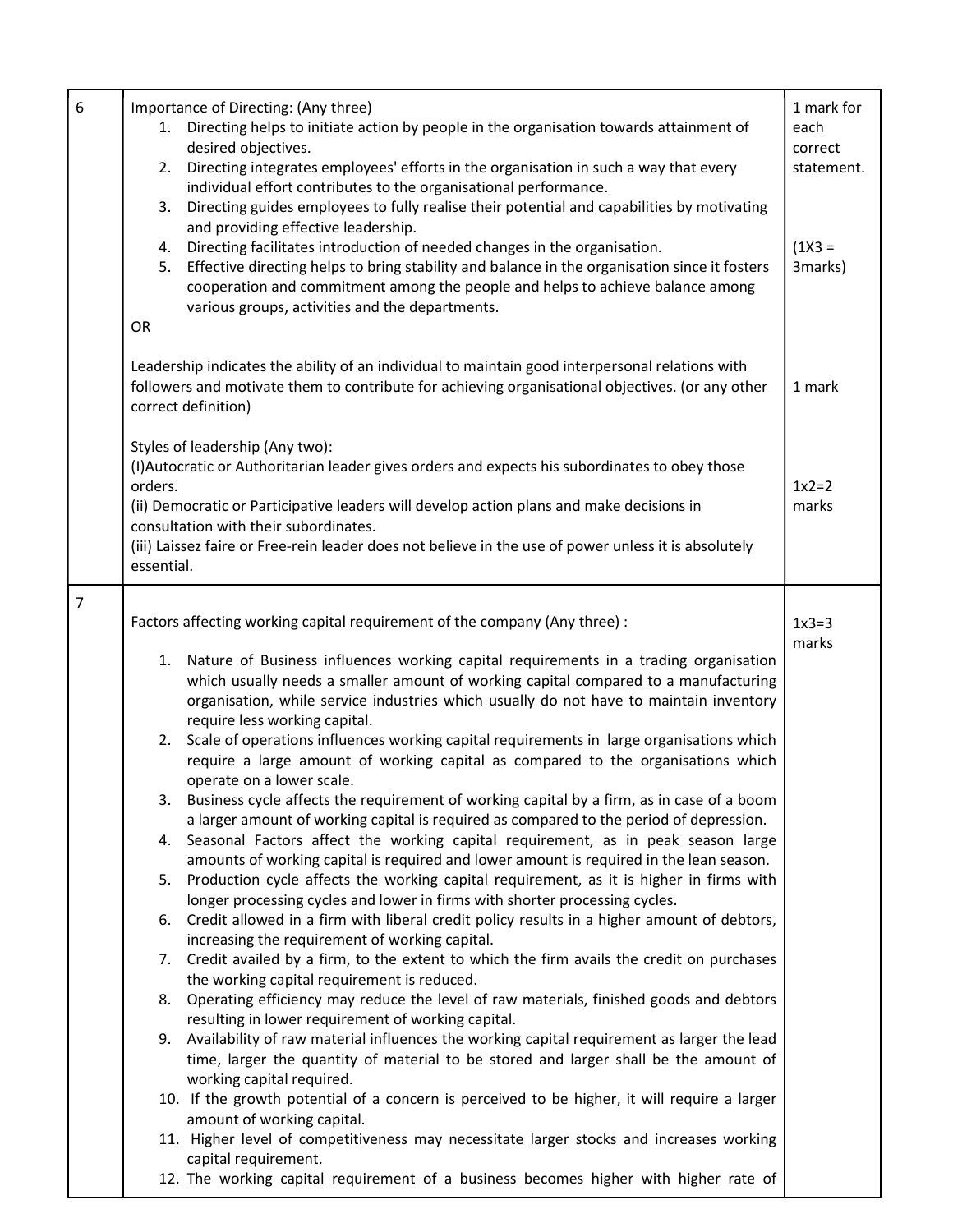| | | |
|---|---|---|
| 6 | Importance of Directing: (Any three)<br>1. Directing helps to initiate action by people in the organisation towards attainment of desired objectives.<br>2. Directing integrates employees' efforts in the organisation in such a way that every individual effort contributes to the organisational performance.<br>3. Directing guides employees to fully realise their potential and capabilities by motivating and providing effective leadership.<br>4. Directing facilitates introduction of needed changes in the organisation.<br>5. Effective directing helps to bring stability and balance in the organisation since it fosters cooperation and commitment among the people and helps to achieve balance among various groups, activities and the departments.<br>OR<br><br>Leadership indicates the ability of an individual to maintain good interpersonal relations with followers and motivate them to contribute for achieving organisational objectives. (or any other correct definition)<br><br>Styles of leadership (Any two):<br>(I)Autocratic or Authoritarian leader gives orders and expects his subordinates to obey those orders.<br>(ii) Democratic or Participative leaders will develop action plans and make decisions in consultation with their subordinates.<br>(iii) Laissez faire or Free-rein leader does not believe in the use of power unless it is absolutely essential. | 1 mark for each correct statement.<br><br>(1X3 = 3marks)<br><br>1 mark<br><br>1x2=2 marks |
| 7 | Factors affecting working capital requirement of the company (Any three) :<br>1. Nature of Business influences working capital requirements in a trading organisation which usually needs a smaller amount of working capital compared to a manufacturing organisation, while service industries which usually do not have to maintain inventory require less working capital.<br>2. Scale of operations influences working capital requirements in large organisations which require a large amount of working capital as compared to the organisations which operate on a lower scale.<br>3. Business cycle affects the requirement of working capital by a firm, as in case of a boom a larger amount of working capital is required as compared to the period of depression.<br>4. Seasonal Factors affect the working capital requirement, as in peak season large amounts of working capital is required and lower amount is required in the lean season.<br>5. Production cycle affects the working capital requirement, as it is higher in firms with longer processing cycles and lower in firms with shorter processing cycles.<br>6. Credit allowed in a firm with liberal credit policy results in a higher amount of debtors, increasing the requirement of working capital.<br>7. Credit availed by a firm, to the extent to which the firm avails the credit on purchases the working capital requirement is reduced.<br>8. Operating efficiency may reduce the level of raw materials, finished goods and debtors resulting in lower requirement of working capital.<br>9. Availability of raw material influences the working capital requirement as larger the lead time, larger the quantity of material to be stored and larger shall be the amount of working capital required.<br>10. If the growth potential of a concern is perceived to be higher, it will require a larger amount of working capital.<br>11. Higher level of competitiveness may necessitate larger stocks and increases working capital requirement.<br>12. The working capital requirement of a business becomes higher with higher rate of | 1x3=3 marks |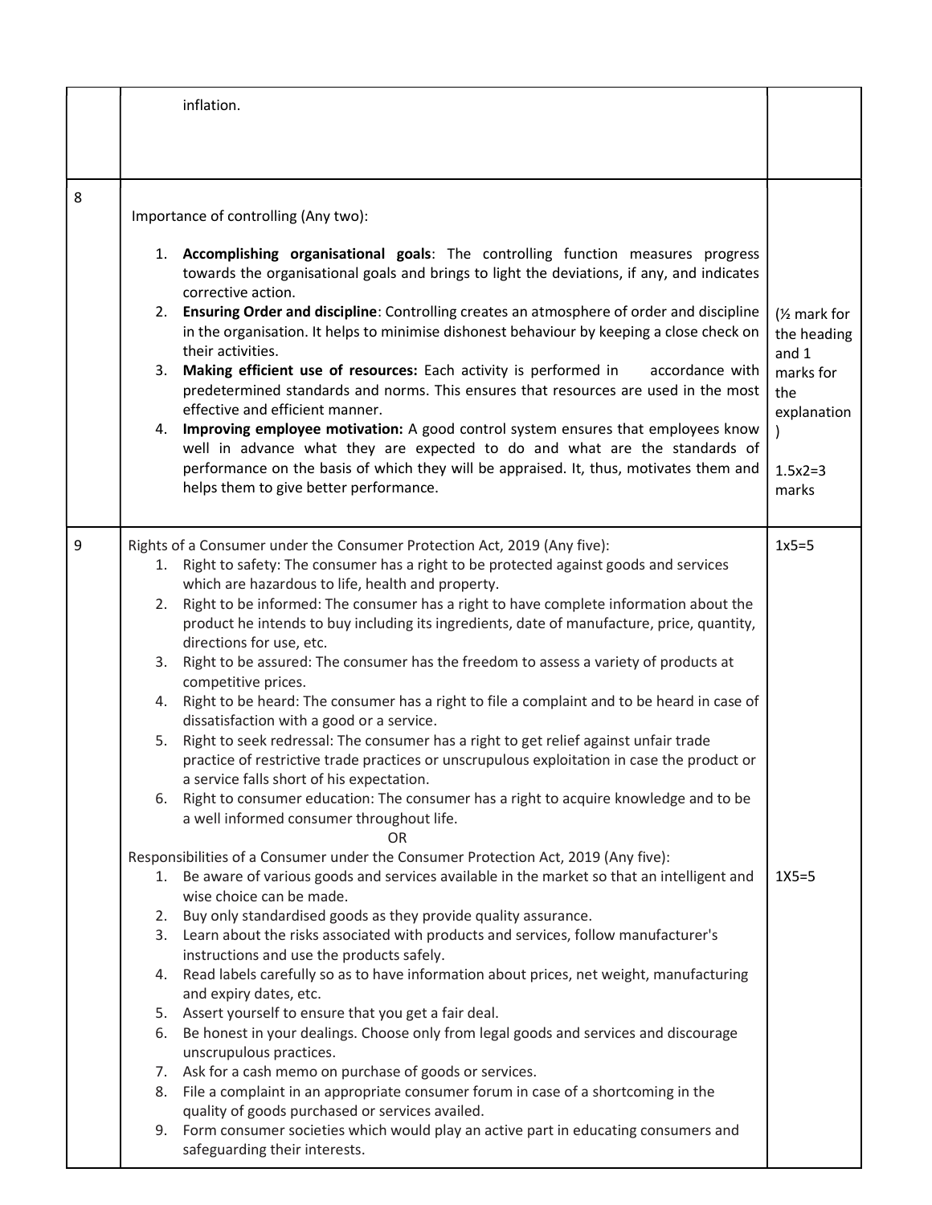| | | |
|---|---|---|
| | inflation. | |
| 8 | Importance of controlling (Any two):<br><br>1. **Accomplishing organisational goals**: The controlling function measures progress towards the organisational goals and brings to light the deviations, if any, and indicates corrective action.<br>2. **Ensuring Order and discipline**: Controlling creates an atmosphere of order and discipline in the organisation. It helps to minimise dishonest behaviour by keeping a close check on their activities.<br>3. **Making efficient use of resources:** Each activity is performed in accordance with predetermined standards and norms. This ensures that resources are used in the most effective and efficient manner.<br>4. **Improving employee motivation:** A good control system ensures that employees know well in advance what they are expected to do and what are the standards of performance on the basis of which they will be appraised. It, thus, motivates them and helps them to give better performance. | (½ mark for the heading and 1 marks for the explanation )<br><br>1.5x2=3 marks |
| 9 | Rights of a Consumer under the Consumer Protection Act, 2019 (Any five):<br>1. Right to safety: The consumer has a right to be protected against goods and services which are hazardous to life, health and property.<br>2. Right to be informed: The consumer has a right to have complete information about the product he intends to buy including its ingredients, date of manufacture, price, quantity, directions for use, etc.<br>3. Right to be assured: The consumer has the freedom to assess a variety of products at competitive prices.<br>4. Right to be heard: The consumer has a right to file a complaint and to be heard in case of dissatisfaction with a good or a service.<br>5. Right to seek redressal: The consumer has a right to get relief against unfair trade practice of restrictive trade practices or unscrupulous exploitation in case the product or a service falls short of his expectation.<br>6. Right to consumer education: The consumer has a right to acquire knowledge and to be a well informed consumer throughout life.<br>OR<br>Responsibilities of a Consumer under the Consumer Protection Act, 2019 (Any five):<br>1. Be aware of various goods and services available in the market so that an intelligent and wise choice can be made.<br>2. Buy only standardised goods as they provide quality assurance.<br>3. Learn about the risks associated with products and services, follow manufacturer's instructions and use the products safely.<br>4. Read labels carefully so as to have information about prices, net weight, manufacturing and expiry dates, etc.<br>5. Assert yourself to ensure that you get a fair deal.<br>6. Be honest in your dealings. Choose only from legal goods and services and discourage unscrupulous practices.<br>7. Ask for a cash memo on purchase of goods or services.<br>8. File a complaint in an appropriate consumer forum in case of a shortcoming in the quality of goods purchased or services availed.<br>9. Form consumer societies which would play an active part in educating consumers and safeguarding their interests. | 1x5=5<br><br><br><br><br><br><br><br><br><br><br>1X5=5 |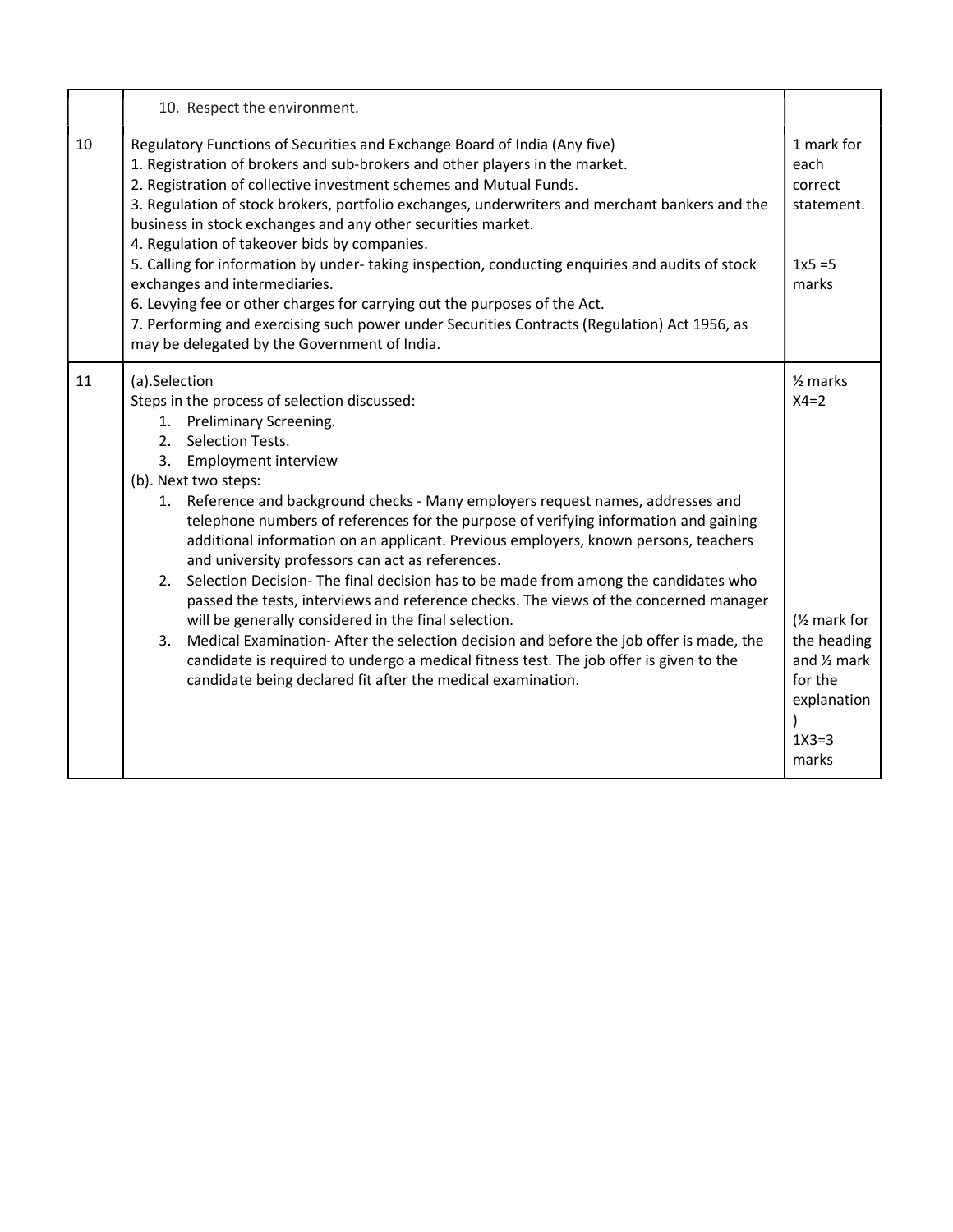| | | |
|---|---|---|
| | 10. Respect the environment. | |
| 10 | Regulatory Functions of Securities and Exchange Board of India (Any five)<br>1. Registration of brokers and sub-brokers and other players in the market.<br>2. Registration of collective investment schemes and Mutual Funds.<br>3. Regulation of stock brokers, portfolio exchanges, underwriters and merchant bankers and the business in stock exchanges and any other securities market.<br>4. Regulation of takeover bids by companies.<br>5. Calling for information by under- taking inspection, conducting enquiries and audits of stock exchanges and intermediaries.<br>6. Levying fee or other charges for carrying out the purposes of the Act.<br>7. Performing and exercising such power under Securities Contracts (Regulation) Act 1956, as may be delegated by the Government of India. | 1 mark for each correct statement.<br><br>1x5 =5 marks |
| 11 | (a).Selection<br>Steps in the process of selection discussed:<br>1. Preliminary Screening.<br>2. Selection Tests.<br>3. Employment interview<br>(b). Next two steps:<br>1. Reference and background checks - Many employers request names, addresses and telephone numbers of references for the purpose of verifying information and gaining additional information on an applicant. Previous employers, known persons, teachers and university professors can act as references.<br>2. Selection Decision- The final decision has to be made from among the candidates who passed the tests, interviews and reference checks. The views of the concerned manager will be generally considered in the final selection.<br>3. Medical Examination- After the selection decision and before the job offer is made, the candidate is required to undergo a medical fitness test. The job offer is given to the candidate being declared fit after the medical examination. | ½ marks X4=2<br><br>(½ mark for the heading and ½ mark for the explanation)<br>1X3=3 marks |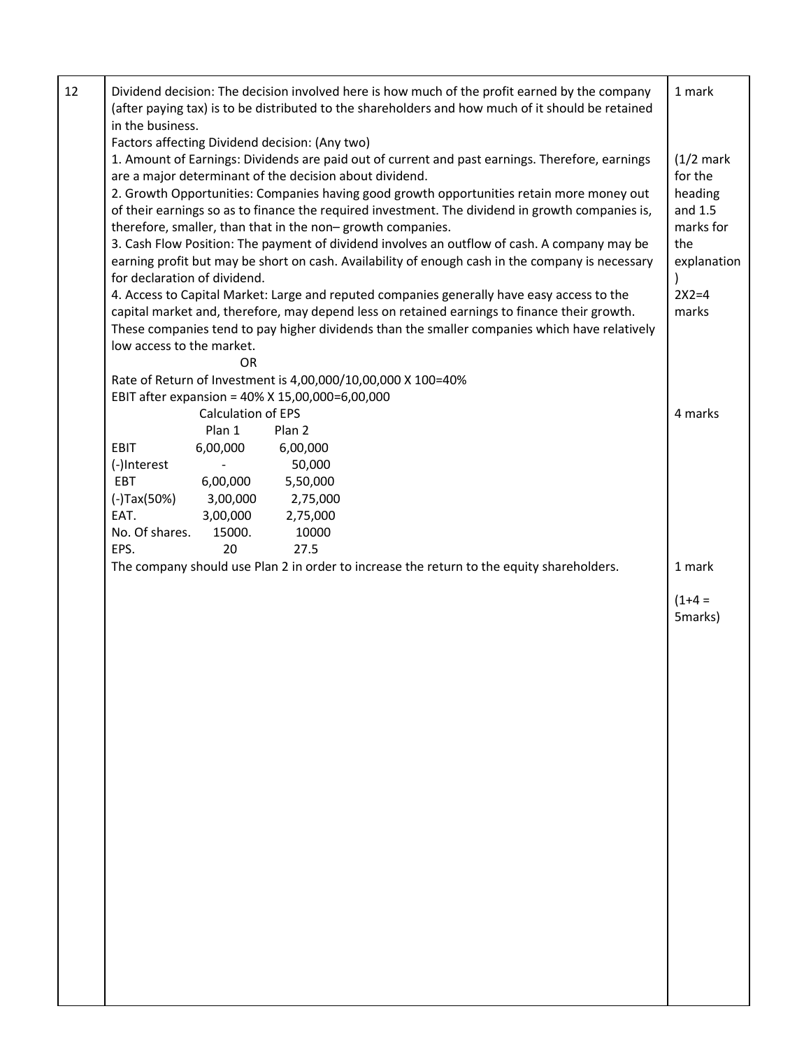| | | |
|---|---|---|
| 12 | Dividend decision: The decision involved here is how much of the profit earned by the company (after paying tax) is to be distributed to the shareholders and how much of it should be retained in the business.<br>Factors affecting Dividend decision: (Any two)<br>1. Amount of Earnings: Dividends are paid out of current and past earnings. Therefore, earnings are a major determinant of the decision about dividend.<br>2. Growth Opportunities: Companies having good growth opportunities retain more money out of their earnings so as to finance the required investment. The dividend in growth companies is, therefore, smaller, than that in the non– growth companies.<br>3. Cash Flow Position: The payment of dividend involves an outflow of cash. A company may be earning profit but may be short on cash. Availability of enough cash in the company is necessary for declaration of dividend.<br>4. Access to Capital Market: Large and reputed companies generally have easy access to the capital market and, therefore, may depend less on retained earnings to finance their growth. These companies tend to pay higher dividends than the smaller companies which have relatively low access to the market.<br>OR<br>Rate of Return of Investment is 4,00,000/10,00,000 X 100=40%<br>EBIT after expansion = 40% X 15,00,000=6,00,000<br>Calculation of EPS<br>Plan 1 / Plan 2<br>EBIT: 6,00,000 / 6,00,000<br>(-)Interest: - / 50,000<br>EBT: 6,00,000 / 5,50,000<br>(-)Tax(50%): 3,00,000 / 2,75,000<br>EAT.: 3,00,000 / 2,75,000<br>No. Of shares.: 15000. / 10000<br>EPS.: 20 / 27.5<br>The company should use Plan 2 in order to increase the return to the equity shareholders. | 1 mark<br><br>(1/2 mark for the heading and 1.5 marks for the explanation)<br>2X2=4 marks<br><br>4 marks<br><br>1 mark<br><br>(1+4 = 5marks) |